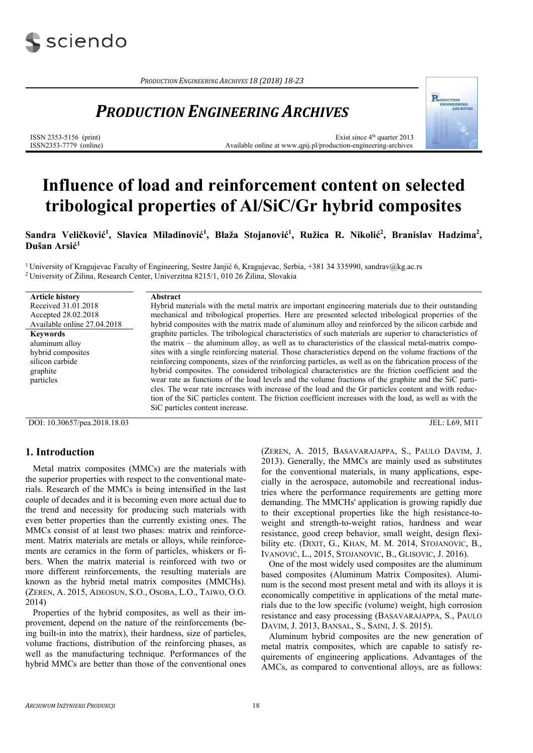# PRODUCTION ENGINEERING ARCHIVES

ISSN 2353-5156 (print)
ISSN2353-7779 (online)

Exist since 4th quarter 2013
Available online at www.qpij.pl/production-engineering-archives

# Influence of load and reinforcement content on selected tribological properties of Al/SiC/Gr hybrid composites

**Sandra Veličković[1], Slavica Miladinović[1], Blaža Stojanović[1], Ružica R. Nikolić[2], Branislav Hadzima[2], Dušan Arsić[1]**

[1] University of Kragujevac Faculty of Engineering, Sestre Janjić 6, Kragujevac, Serbia, +381 34 335990, sandrav@kg.ac.rs
[2] University of Žilina, Research Center, Univerzitna 8215/1, 010 26 Žilina, Slovakia

**Article history**
Received 31.01.2018
Accepted 28.02.2018
Available online 27.04.2018

**Keywords**
aluminum alloy
hybrid composites
silicon carbide
graphite
particles

**Abstract**

Hybrid materials with the metal matrix are important engineering materials due to their outstanding mechanical and tribological properties. Here are presented selected tribological properties of the hybrid composites with the matrix made of aluminum alloy and reinforced by the silicon carbide and graphite particles. The tribological characteristics of such materials are superior to characteristics of the matrix – the aluminum alloy, as well as to characteristics of the classical metal-matrix composites with a single reinforcing material. Those characteristics depend on the volume fractions of the reinforcing components, sizes of the reinforcing particles, as well as on the fabrication process of the hybrid composites. The considered tribological characteristics are the friction coefficient and the wear rate as functions of the load levels and the volume fractions of the graphite and the SiC particles. The wear rate increases with increase of the load and the Gr particles content and with reduction of the SiC particles content. The friction coefficient increases with the load, as well as with the SiC particles content increase.

DOI: 10.30657/pea.2018.18.03 JEL: L69, M11

## 1. Introduction

Metal matrix composites (MMCs) are the materials with the superior properties with respect to the conventional materials. Research of the MMCs is being intensified in the last couple of decades and it is becoming even more actual due to the trend and necessity for producing such materials with even better properties than the currently existing ones. The MMCs consist of at least two phases: matrix and reinforcement. Matrix materials are metals or alloys, while reinforcements are ceramics in the form of particles, whiskers or fibers. When the matrix material is reinforced with two or more different reinforcements, the resulting materials are known as the hybrid metal matrix composites (MMCHs). (ZEREN, A. 2015, ADEOSUN, S.O., OSOBA, L.O., TAIWO, O.O. 2014)

Properties of the hybrid composites, as well as their improvement, depend on the nature of the reinforcements (being built-in into the matrix), their hardness, size of particles, volume fractions, distribution of the reinforcing phases, as well as the manufacturing technique. Performances of the hybrid MMCs are better than those of the conventional ones (ZEREN, A. 2015, BASAVARAJAPPA, S., PAULO DAVIM, J. 2013). Generally, the MMCs are mainly used as substitutes for the conventional materials, in many applications, especially in the aerospace, automobile and recreational industries where the performance requirements are getting more demanding. The MMCHs' application is growing rapidly due to their exceptional properties like the high resistance-to-weight and strength-to-weight ratios, hardness and wear resistance, good creep behavior, small weight, design flexibility etc. (DIXIT, G., KHAN, M. M. 2014, STOJANOVIC, B., IVANOVIĆ, L., 2015, STOJANOVIC, B., GLISOVIC, J. 2016).

One of the most widely used composites are the aluminum based composites (Aluminum Matrix Composites). Aluminum is the second most present metal and with its alloys it is economically competitive in applications of the metal materials due to the low specific (volume) weight, high corrosion resistance and easy processing (BASAVARAJAPPA, S., PAULO DAVIM, J. 2013, BANSAL, S., SAINI, J. S. 2015).

Aluminum hybrid composites are the new generation of metal matrix composites, which are capable to satisfy requirements of engineering applications. Advantages of the AMCs, as compared to conventional alloys, are as follows: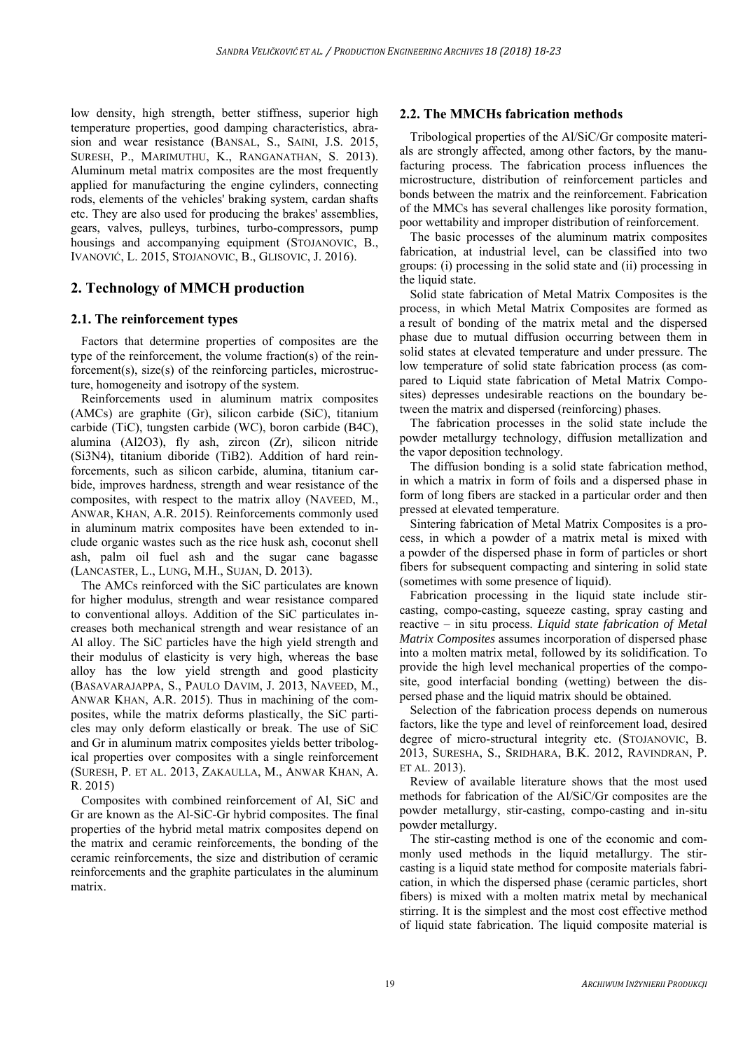low density, high strength, better stiffness, superior high temperature properties, good damping characteristics, abrasion and wear resistance (BANSAL, S., SAINI, J.S. 2015, SURESH, P., MARIMUTHU, K., RANGANATHAN, S. 2013). Aluminum metal matrix composites are the most frequently applied for manufacturing the engine cylinders, connecting rods, elements of the vehicles' braking system, cardan shafts etc. They are also used for producing the brakes' assemblies, gears, valves, pulleys, turbines, turbo-compressors, pump housings and accompanying equipment (STOJANOVIC, B., IVANOVIĆ, L. 2015, STOJANOVIC, B., GLISOVIC, J. 2016).

## 2. Technology of MMCH production

### 2.1. The reinforcement types

Factors that determine properties of composites are the type of the reinforcement, the volume fraction(s) of the reinforcement(s), size(s) of the reinforcing particles, microstructure, homogeneity and isotropy of the system.

Reinforcements used in aluminum matrix composites (AMCs) are graphite (Gr), silicon carbide (SiC), titanium carbide (TiC), tungsten carbide (WC), boron carbide ($B_4C$), alumina ($Al_2O_3$), fly ash, zircon (Zr), silicon nitride ($Si_3N_4$), titanium diboride ($TiB_2$). Addition of hard reinforcements, such as silicon carbide, alumina, titanium carbide, improves hardness, strength and wear resistance of the composites, with respect to the matrix alloy (NAVEED, M., ANWAR, KHAN, A.R. 2015). Reinforcements commonly used in aluminum matrix composites have been extended to include organic wastes such as the rice husk ash, coconut shell ash, palm oil fuel ash and the sugar cane bagasse (LANCASTER, L., LUNG, M.H., SUJAN, D. 2013).

The AMCs reinforced with the SiC particulates are known for higher modulus, strength and wear resistance compared to conventional alloys. Addition of the SiC particulates increases both mechanical strength and wear resistance of an Al alloy. The SiC particles have the high yield strength and their modulus of elasticity is very high, whereas the base alloy has the low yield strength and good plasticity (BASAVARAJAPPA, S., PAULO DAVIM, J. 2013, NAVEED, M., ANWAR KHAN, A.R. 2015). Thus in machining of the composites, while the matrix deforms plastically, the SiC particles may only deform elastically or break. The use of SiC and Gr in aluminum matrix composites yields better tribological properties over composites with a single reinforcement (SURESH, P. ET AL. 2013, ZAKAULLA, M., ANWAR KHAN, A. R. 2015)

Composites with combined reinforcement of Al, SiC and Gr are known as the Al-SiC-Gr hybrid composites. The final properties of the hybrid metal matrix composites depend on the matrix and ceramic reinforcements, the bonding of the ceramic reinforcements, the size and distribution of ceramic reinforcements and the graphite particulates in the aluminum matrix.

### 2.2. The MMCHs fabrication methods

Tribological properties of the Al/SiC/Gr composite materials are strongly affected, among other factors, by the manufacturing process. The fabrication process influences the microstructure, distribution of reinforcement particles and bonds between the matrix and the reinforcement. Fabrication of the MMCs has several challenges like porosity formation, poor wettability and improper distribution of reinforcement.

The basic processes of the aluminum matrix composites fabrication, at industrial level, can be classified into two groups: (i) processing in the solid state and (ii) processing in the liquid state.

Solid state fabrication of Metal Matrix Composites is the process, in which Metal Matrix Composites are formed as a result of bonding of the matrix metal and the dispersed phase due to mutual diffusion occurring between them in solid states at elevated temperature and under pressure. The low temperature of solid state fabrication process (as compared to Liquid state fabrication of Metal Matrix Composites) depresses undesirable reactions on the boundary between the matrix and dispersed (reinforcing) phases.

The fabrication processes in the solid state include the powder metallurgy technology, diffusion metallization and the vapor deposition technology.

The diffusion bonding is a solid state fabrication method, in which a matrix in form of foils and a dispersed phase in form of long fibers are stacked in a particular order and then pressed at elevated temperature.

Sintering fabrication of Metal Matrix Composites is a process, in which a powder of a matrix metal is mixed with a powder of the dispersed phase in form of particles or short fibers for subsequent compacting and sintering in solid state (sometimes with some presence of liquid).

Fabrication processing in the liquid state include stir-casting, compo-casting, squeeze casting, spray casting and reactive – in situ process. *Liquid state fabrication of Metal Matrix Composites* assumes incorporation of dispersed phase into a molten matrix metal, followed by its solidification. To provide the high level mechanical properties of the composite, good interfacial bonding (wetting) between the dispersed phase and the liquid matrix should be obtained.

Selection of the fabrication process depends on numerous factors, like the type and level of reinforcement load, desired degree of micro-structural integrity etc. (STOJANOVIC, B. 2013, SURESHA, S., SRIDHARA, B.K. 2012, RAVINDRAN, P. ET AL. 2013).

Review of available literature shows that the most used methods for fabrication of the Al/SiC/Gr composites are the powder metallurgy, stir-casting, compo-casting and in-situ powder metallurgy.

The stir-casting method is one of the economic and commonly used methods in the liquid metallurgy. The stir-casting is a liquid state method for composite materials fabrication, in which the dispersed phase (ceramic particles, short fibers) is mixed with a molten matrix metal by mechanical stirring. It is the simplest and the most cost effective method of liquid state fabrication. The liquid composite material is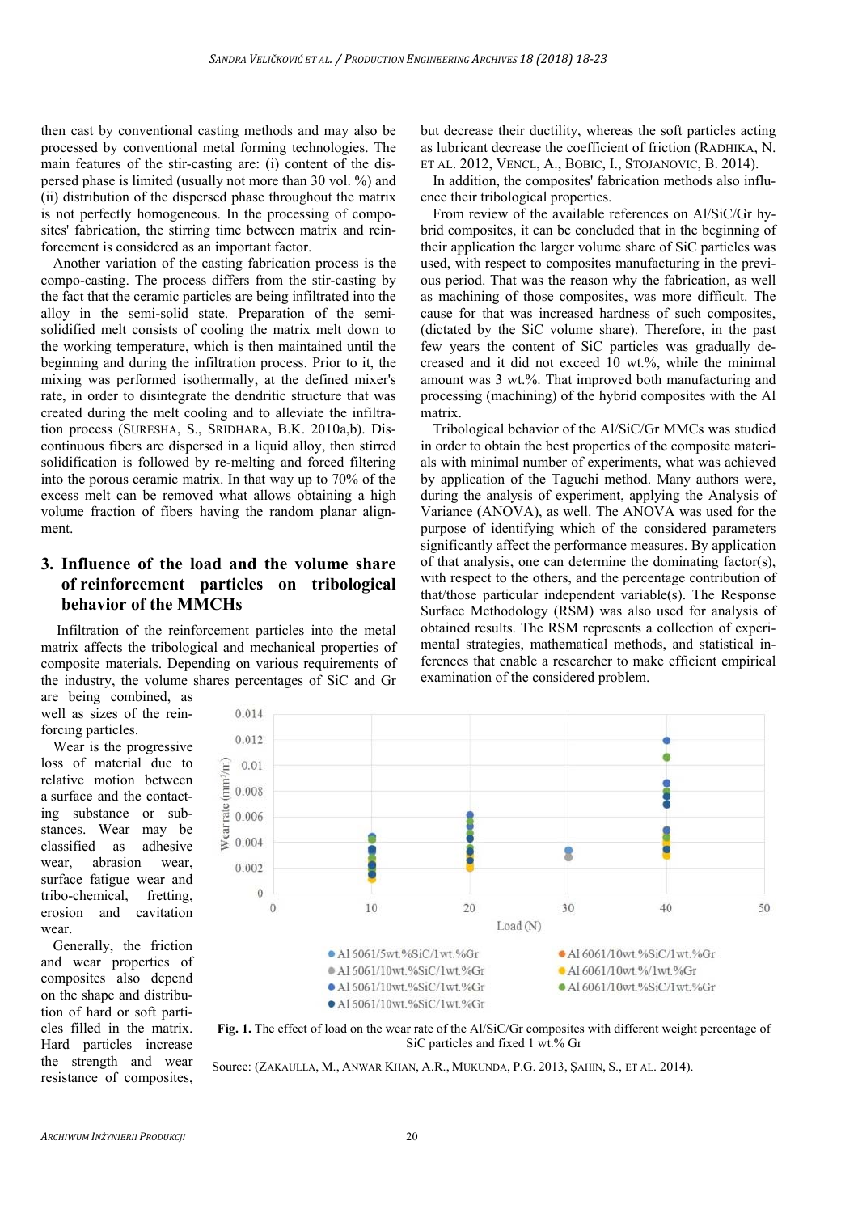then cast by conventional casting methods and may also be processed by conventional metal forming technologies. The main features of the stir-casting are: (i) content of the dispersed phase is limited (usually not more than 30 vol. %) and (ii) distribution of the dispersed phase throughout the matrix is not perfectly homogeneous. In the processing of composites' fabrication, the stirring time between matrix and reinforcement is considered as an important factor.

Another variation of the casting fabrication process is the compo-casting. The process differs from the stir-casting by the fact that the ceramic particles are being infiltrated into the alloy in the semi-solid state. Preparation of the semi-solidified melt consists of cooling the matrix melt down to the working temperature, which is then maintained until the beginning and during the infiltration process. Prior to it, the mixing was performed isothermally, at the defined mixer's rate, in order to disintegrate the dendritic structure that was created during the melt cooling and to alleviate the infiltration process (SURESHA, S., SRIDHARA, B.K. 2010a,b). Discontinuous fibers are dispersed in a liquid alloy, then stirred solidification is followed by re-melting and forced filtering into the porous ceramic matrix. In that way up to 70% of the excess melt can be removed what allows obtaining a high volume fraction of fibers having the random planar alignment.

## 3. Influence of the load and the volume share of reinforcement particles on tribological behavior of the MMCHs

Infiltration of the reinforcement particles into the metal matrix affects the tribological and mechanical properties of composite materials. Depending on various requirements of the industry, the volume shares percentages of SiC and Gr are being combined, as well as sizes of the reinforcing particles.

Wear is the progressive loss of material due to relative motion between a surface and the contacting substance or substances. Wear may be classified as adhesive wear, abrasion wear, surface fatigue wear and tribo-chemical, fretting, erosion and cavitation wear.

Generally, the friction and wear properties of composites also depend on the shape and distribution of hard or soft particles filled in the matrix. Hard particles increase the strength and wear resistance of composites, but decrease their ductility, whereas the soft particles acting as lubricant decrease the coefficient of friction (RADHIKA, N. ET AL. 2012, VENCL, A., BOBIC, I., STOJANOVIC, B. 2014).

In addition, the composites' fabrication methods also influence their tribological properties.

From review of the available references on Al/SiC/Gr hybrid composites, it can be concluded that in the beginning of their application the larger volume share of SiC particles was used, with respect to composites manufacturing in the previous period. That was the reason why the fabrication, as well as machining of those composites, was more difficult. The cause for that was increased hardness of such composites, (dictated by the SiC volume share). Therefore, in the past few years the content of SiC particles was gradually decreased and it did not exceed 10 wt.%, while the minimal amount was 3 wt.%. That improved both manufacturing and processing (machining) of the hybrid composites with the Al matrix.

Tribological behavior of the Al/SiC/Gr MMCs was studied in order to obtain the best properties of the composite materials with minimal number of experiments, what was achieved by application of the Taguchi method. Many authors were, during the analysis of experiment, applying the Analysis of Variance (ANOVA), as well. The ANOVA was used for the purpose of identifying which of the considered parameters significantly affect the performance measures. By application of that analysis, one can determine the dominating factor(s), with respect to the others, and the percentage contribution of that/those particular independent variable(s). The Response Surface Methodology (RSM) was also used for analysis of obtained results. The RSM represents a collection of experimental strategies, mathematical methods, and statistical inferences that enable a researcher to make efficient empirical examination of the considered problem.

**Fig. 1.** The effect of load on the wear rate of the Al/SiC/Gr composites with different weight percentage of SiC particles and fixed 1 wt.% Gr

Source: (ZAKAULLA, M., ANWAR KHAN, A.R., MUKUNDA, P.G. 2013, ŞAHIN, S., ET AL. 2014).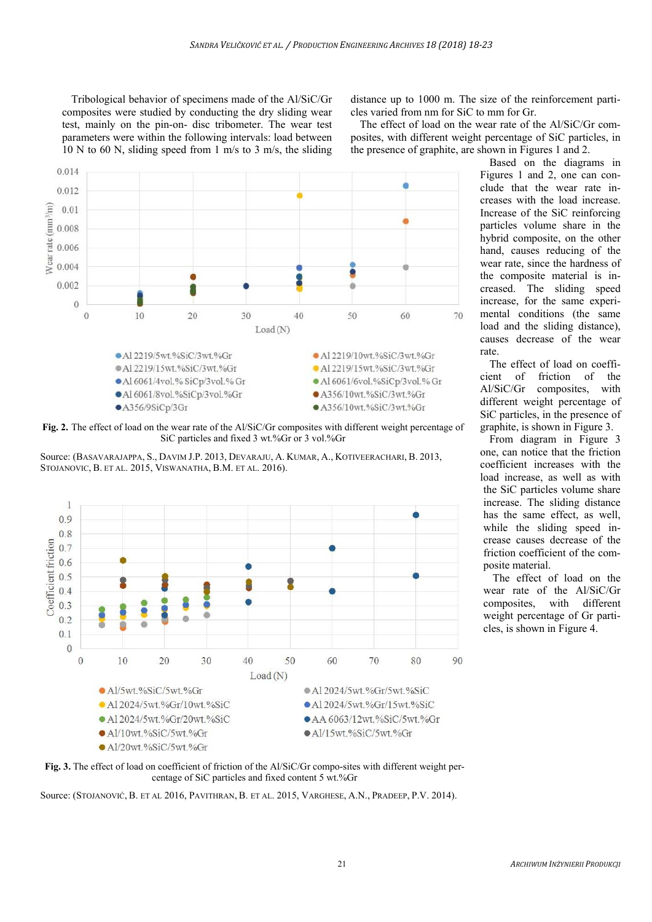Tribological behavior of specimens made of the Al/SiC/Gr composites were studied by conducting the dry sliding wear test, mainly on the pin-on- disc tribometer. The wear test parameters were within the following intervals: load between 10 N to 60 N, sliding speed from 1 m/s to 3 m/s, the sliding distance up to 1000 m. The size of the reinforcement particles varied from nm for SiC to mm for Gr.

The effect of load on the wear rate of the Al/SiC/Gr composites, with different weight percentage of SiC particles, in the presence of graphite, are shown in Figures 1 and 2.

**Fig. 2.** The effect of load on the wear rate of the Al/SiC/Gr composites with different weight percentage of SiC particles and fixed 3 wt.%Gr or 3 vol.%Gr

Source: (Basavarajappa, S., Davim J.P. 2013, Devaraju, A. Kumar, A., Kotiveerachari, B. 2013, Stojanovic, B. et al. 2015, Viswanatha, B.M. et al. 2016).

Based on the diagrams in Figures 1 and 2, one can conclude that the wear rate increases with the load increase. Increase of the SiC reinforcing particles volume share in the hybrid composite, on the other hand, causes reducing of the wear rate, since the hardness of the composite material is increased. The sliding speed increase, for the same experimental conditions (the same load and the sliding distance), causes decrease of the wear rate.

The effect of load on coefficient of friction of the Al/SiC/Gr composites, with different weight percentage of SiC particles, in the presence of graphite, is shown in Figure 3.

From diagram in Figure 3 one, can notice that the friction coefficient increases with the load increase, as well as with the SiC particles volume share increase. The sliding distance has the same effect, as well, while the sliding speed increase causes decrease of the friction coefficient of the composite material.

**Fig. 3.** The effect of load on coefficient of friction of the Al/SiC/Gr compo-sites with different weight percentage of SiC particles and fixed content 5 wt.%Gr

Source: (Stojanović, B. et al 2016, Pavithran, B. et al. 2015, Varghese, A.N., Pradeep, P.V. 2014).

The effect of load on the wear rate of the Al/SiC/Gr composites, with different weight percentage of Gr particles, is shown in Figure 4.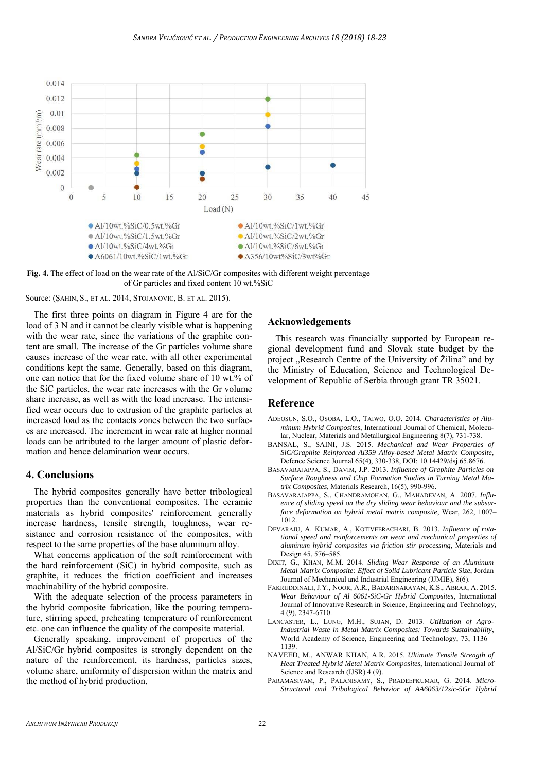Fig. 4. The effect of load on the wear rate of the Al/SiC/Gr composites with different weight percentage of Gr particles and fixed content 10 wt.%SiC

Source: (ŞAHIN, S., ET AL. 2014, STOJANOVIC, B. ET AL. 2015).

The first three points on diagram in Figure 4 are for the load of 3 N and it cannot be clearly visible what is happening with the wear rate, since the variations of the graphite content are small. The increase of the Gr particles volume share causes increase of the wear rate, with all other experimental conditions kept the same. Generally, based on this diagram, one can notice that for the fixed volume share of 10 wt.% of the SiC particles, the wear rate increases with the Gr volume share increase, as well as with the load increase. The intensified wear occurs due to extrusion of the graphite particles at increased load as the contacts zones between the two surfaces are increased. The increment in wear rate at higher normal loads can be attributed to the larger amount of plastic deformation and hence delamination wear occurs.

## 4. Conclusions

The hybrid composites generally have better tribological properties than the conventional composites. The ceramic materials as hybrid composites' reinforcement generally increase hardness, tensile strength, toughness, wear resistance and corrosion resistance of the composites, with respect to the same properties of the base aluminum alloy.

What concerns application of the soft reinforcement with the hard reinforcement (SiC) in hybrid composite, such as graphite, it reduces the friction coefficient and increases machinability of the hybrid composite.

With the adequate selection of the process parameters in the hybrid composite fabrication, like the pouring temperature, stirring speed, preheating temperature of reinforcement etc. one can influence the quality of the composite material.

Generally speaking, improvement of properties of the Al/SiC/Gr hybrid composites is strongly dependent on the nature of the reinforcement, its hardness, particles sizes, volume share, uniformity of dispersion within the matrix and the method of hybrid production.

## Acknowledgements

This research was financially supported by European regional development fund and Slovak state budget by the project „Research Centre of the University of Žilina" and by the Ministry of Education, Science and Technological Development of Republic of Serbia through grant TR 35021.

## Reference

ADEOSUN, S.O., OSOBA, L.O., TAIWO, O.O. 2014. *Characteristics of Aluminum Hybrid Composites*, International Journal of Chemical, Molecular, Nuclear, Materials and Metallurgical Engineering 8(7), 731-738.

BANSAL, S., SAINI, J.S. 2015. *Mechanical and Wear Properties of SiC/Graphite Reinforced Al359 Alloy-based Metal Matrix Composite*, Defence Science Journal 65(4), 330-338, DOI: 10.14429/dsj.65.8676.

BASAVARAJAPPA, S., DAVIM, J.P. 2013. *Influence of Graphite Particles on Surface Roughness and Chip Formation Studies in Turning Metal Matrix Composites*, Materials Research, 16(5), 990-996.

BASAVARAJAPPA, S., CHANDRAMOHAN, G., MAHADEVAN, A. 2007. *Influence of sliding speed on the dry sliding wear behaviour and the subsurface deformation on hybrid metal matrix composite*, Wear, 262, 1007–1012.

DEVARAJU, A. KUMAR, A., KOTIVEERACHARI, B. 2013. *Influence of rotational speed and reinforcements on wear and mechanical properties of aluminum hybrid composites via friction stir processing*, Materials and Design 45, 576–585.

DIXIT, G., KHAN, M.M. 2014. *Sliding Wear Response of an Aluminum Metal Matrix Composite: Effect of Solid Lubricant Particle Size*, Jordan Journal of Mechanical and Industrial Engineering (JJMIE), 8(6).

FAKRUDDINALI, J.Y., NOOR, A.R., BADARINARAYAN, K.S., ABRAR, A. 2015. *Wear Behaviour of Al 6061-SiC-Gr Hybrid Composites*, International Journal of Innovative Research in Science, Engineering and Technology, 4 (9), 2347-6710.

LANCASTER, L., LUNG, M.H., SUJAN, D. 2013. *Utilization of Agro-Industrial Waste in Metal Matrix Composites: Towards Sustainability*, World Academy of Science, Engineering and Technology, 73, 1136 – 1139.

NAVEED, M., ANWAR KHAN, A.R. 2015. *Ultimate Tensile Strength of Heat Treated Hybrid Metal Matrix Composites*, International Journal of Science and Research (IJSR) 4 (9).

PARAMASIVAM, P., PALANISAMY, S., PRADEEPKUMAR, G. 2014. *Micro-Structural and Tribological Behavior of AA6063/12sic-5Gr Hybrid*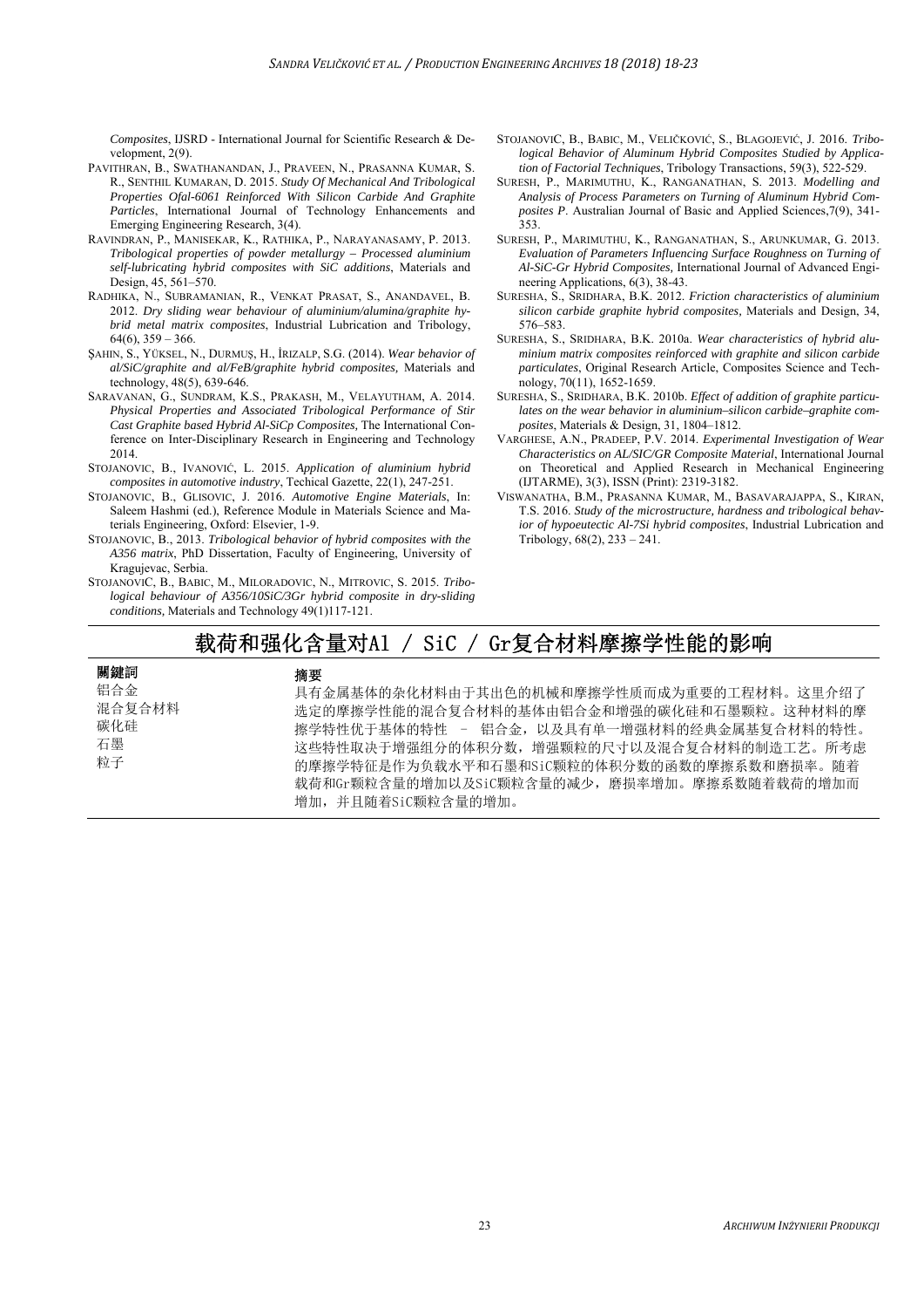*Composites*, IJSRD - International Journal for Scientific Research & Development, 2(9).

PAVITHRAN, B., SWATHANANDAN, J., PRAVEEN, N., PRASANNA KUMAR, S. R., SENTHIL KUMARAN, D. 2015. *Study Of Mechanical And Tribological Properties Ofal-6061 Reinforced With Silicon Carbide And Graphite Particles*, International Journal of Technology Enhancements and Emerging Engineering Research, 3(4).

RAVINDRAN, P., MANISEKAR, K., RATHIKA, P., NARAYANASAMY, P. 2013. *Tribological properties of powder metallurgy – Processed aluminium self-lubricating hybrid composites with SiC additions*, Materials and Design, 45, 561–570.

RADHIKA, N., SUBRAMANIAN, R., VENKAT PRASAT, S., ANANDAVEL, B. 2012. *Dry sliding wear behaviour of aluminium/alumina/graphite hybrid metal matrix composites*, Industrial Lubrication and Tribology, 64(6), 359 – 366.

ŞAHIN, S., YÜKSEL, N., DURMUŞ, H., İRIZALP, S.G. (2014). *Wear behavior of al/SiC/graphite and al/FeB/graphite hybrid composites,* Materials and technology, 48(5), 639-646.

SARAVANAN, G., SUNDRAM, K.S., PRAKASH, M., VELAYUTHAM, A. 2014. *Physical Properties and Associated Tribological Performance of Stir Cast Graphite based Hybrid Al-SiCp Composites,* The International Conference on Inter-Disciplinary Research in Engineering and Technology 2014.

STOJANOVIC, B., IVANOVIĆ, L. 2015. *Application of aluminium hybrid composites in automotive industry*, Techical Gazette, 22(1), 247-251.

STOJANOVIC, B., GLISOVIC, J. 2016. *Automotive Engine Materials*, In: Saleem Hashmi (ed.), Reference Module in Materials Science and Materials Engineering, Oxford: Elsevier, 1-9.

STOJANOVIC, B., 2013. *Tribological behavior of hybrid composites with the A356 matrix*, PhD Dissertation, Faculty of Engineering, University of Kragujevac, Serbia.

STOJANOVIC, B., BABIC, M., MILORADOVIC, N., MITROVIC, S. 2015. *Tribological behaviour of A356/10SiC/3Gr hybrid composite in dry-sliding conditions,* Materials and Technology 49(1)117-121.

STOJANOVIC, B., BABIC, M., VELIČKOVIĆ, S., BLAGOJEVIĆ, J. 2016. *Tribological Behavior of Aluminum Hybrid Composites Studied by Application of Factorial Techniques*, Tribology Transactions, 59(3), 522-529.

SURESH, P., MARIMUTHU, K., RANGANATHAN, S. 2013. *Modelling and Analysis of Process Parameters on Turning of Aluminum Hybrid Composites P*. Australian Journal of Basic and Applied Sciences,7(9), 341-353.

SURESH, P., MARIMUTHU, K., RANGANATHAN, S., ARUNKUMAR, G. 2013. *Evaluation of Parameters Influencing Surface Roughness on Turning of Al-SiC-Gr Hybrid Composites,* International Journal of Advanced Engineering Applications, 6(3), 38-43.

SURESHA, S., SRIDHARA, B.K. 2012. *Friction characteristics of aluminium silicon carbide graphite hybrid composites,* Materials and Design, 34, 576–583.

SURESHA, S., SRIDHARA, B.K. 2010a. *Wear characteristics of hybrid aluminium matrix composites reinforced with graphite and silicon carbide particulates*, Original Research Article, Composites Science and Technology, 70(11), 1652-1659.

SURESHA, S., SRIDHARA, B.K. 2010b. *Effect of addition of graphite particulates on the wear behavior in aluminium–silicon carbide–graphite composites*, Materials & Design, 31, 1804–1812.

VARGHESE, A.N., PRADEEP, P.V. 2014. *Experimental Investigation of Wear Characteristics on AL/SIC/GR Composite Material*, International Journal on Theoretical and Applied Research in Mechanical Engineering (IJTARME), 3(3), ISSN (Print): 2319-3182.

VISWANATHA, B.M., PRASANNA KUMAR, M., BASAVARAJAPPA, S., KIRAN, T.S. 2016. *Study of the microstructure, hardness and tribological behavior of hypoeutectic Al-7Si hybrid composites*, Industrial Lubrication and Tribology, 68(2), 233 – 241.

# 载荷和强化含量对Al / SiC / Gr复合材料摩擦学性能的影响

**關鍵詞**

铝合金
混合复合材料
碳化硅
石墨
粒子

**摘要**

具有金属基体的杂化材料由于其出色的机械和摩擦学性质而成为重要的工程材料。这里介绍了选定的摩擦学性能的混合复合材料的基体由铝合金和增强的碳化硅和石墨颗粒。这种材料的摩擦学特性优于基体的特性 – 铝合金，以及具有单一增强材料的经典金属基复合材料的特性。这些特性取决于增强组分的体积分数，增强颗粒的尺寸以及混合复合材料的制造工艺。所考虑的摩擦学特征是作为负载水平和石墨和SiC颗粒的体积分数的函数的摩擦系数和磨损率。随着载荷和Gr颗粒含量的增加以及SiC颗粒含量的减少，磨损率增加。摩擦系数随着载荷的增加而增加，并且随着SiC颗粒含量的增加。